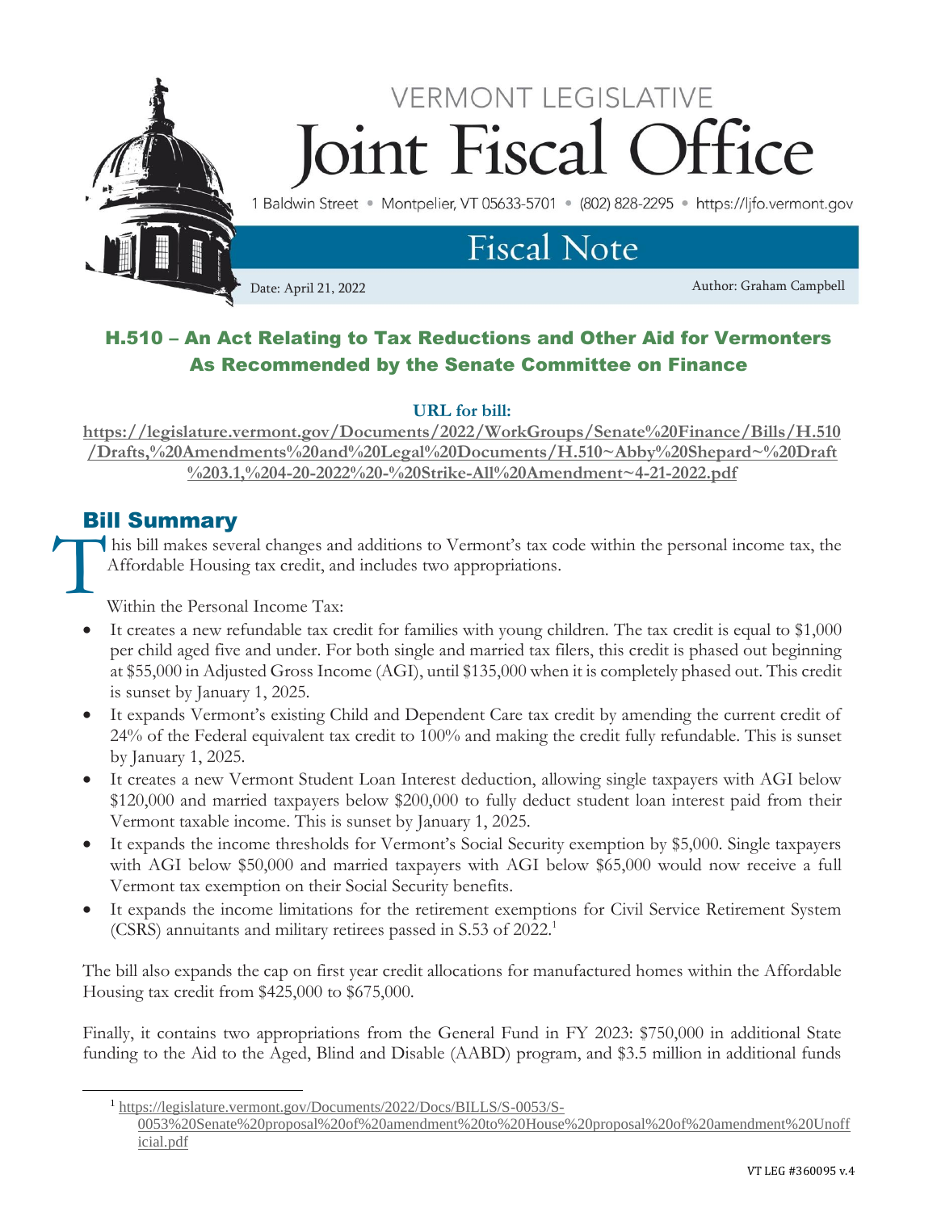VERMONT LEGISLATIVE

# Joint Fiscal Office

1 Baldwin Street • Montpelier, VT 05633-5701 • (802) 828-2295 • https://ljfo.vermont.gov

## Fiscal Note

Date: April 21, 2022

Author: Graham Campbell

## H.510 – An Act Relating to Tax Reductions and Other Aid for Vermonters As Recommended by the Senate Committee on Finance

**URL for bill:**

**https://legislature.vermont.gov/Documents/2022/WorkGroups/Senate%20Finance/Bills/H.510/Drafts,%20Amendments%20and%20Legal%20Documents/H.510~Abby%20Shepard~%20Draft%203.1,%204-20-2022%20-%20Strike-All%20Amendment~4-21-2022.pdf**

## Bill Summary

This bill makes several changes and additions to Vermont's tax code within the personal income tax, the Affordable Housing tax credit, and includes two appropriations.

Within the Personal Income Tax:

- It creates a new refundable tax credit for families with young children. The tax credit is equal to $1,000 per child aged five and under. For both single and married tax filers, this credit is phased out beginning at $55,000 in Adjusted Gross Income (AGI), until $135,000 when it is completely phased out. This credit is sunset by January 1, 2025.
- It expands Vermont's existing Child and Dependent Care tax credit by amending the current credit of 24% of the Federal equivalent tax credit to 100% and making the credit fully refundable. This is sunset by January 1, 2025.
- It creates a new Vermont Student Loan Interest deduction, allowing single taxpayers with AGI below $120,000 and married taxpayers below $200,000 to fully deduct student loan interest paid from their Vermont taxable income. This is sunset by January 1, 2025.
- It expands the income thresholds for Vermont's Social Security exemption by $5,000. Single taxpayers with AGI below $50,000 and married taxpayers with AGI below $65,000 would now receive a full Vermont tax exemption on their Social Security benefits.
- It expands the income limitations for the retirement exemptions for Civil Service Retirement System (CSRS) annuitants and military retirees passed in S.53 of 2022.[1]

The bill also expands the cap on first year credit allocations for manufactured homes within the Affordable Housing tax credit from $425,000 to $675,000.

Finally, it contains two appropriations from the General Fund in FY 2023: $750,000 in additional State funding to the Aid to the Aged, Blind and Disable (AABD) program, and $3.5 million in additional funds

[1] https://legislature.vermont.gov/Documents/2022/Docs/BILLS/S-0053/S-0053%20Senate%20proposal%20of%20amendment%20to%20House%20proposal%20of%20amendment%20Unofficial.pdf

VT LEG #360095 v.4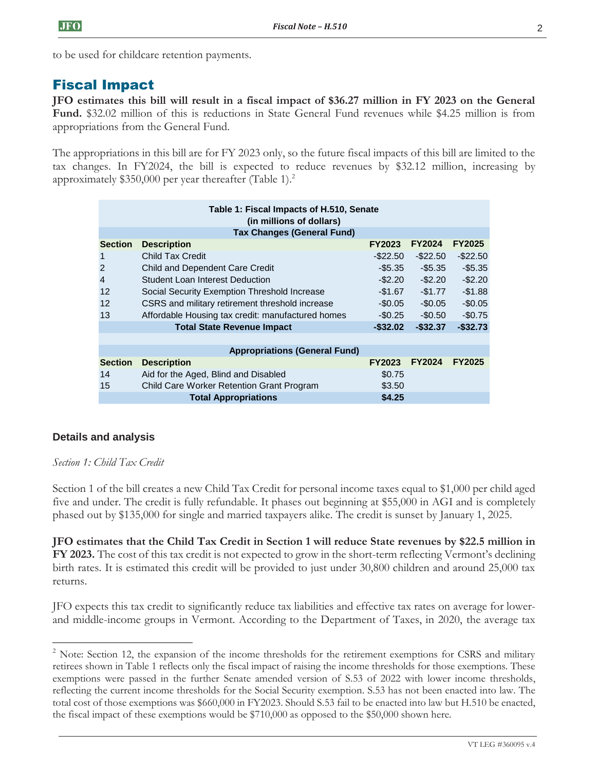to be used for childcare retention payments.

## Fiscal Impact

**JFO estimates this bill will result in a fiscal impact of $36.27 million in FY 2023 on the General Fund.** $32.02 million of this is reductions in State General Fund revenues while $4.25 million is from appropriations from the General Fund.

The appropriations in this bill are for FY 2023 only, so the future fiscal impacts of this bill are limited to the tax changes. In FY2024, the bill is expected to reduce revenues by $32.12 million, increasing by approximately $350,000 per year thereafter (Table 1).[2]

| Table 1: Fiscal Impacts of H.510, Senate (in millions of dollars) | | | | |
|---|---|---|---|---|
| **Tax Changes (General Fund)** | | | | |
| **Section** | **Description** | **FY2023** | **FY2024** | **FY2025** |
| 1 | Child Tax Credit | -$22.50 | -$22.50 | -$22.50 |
| 2 | Child and Dependent Care Credit | -$5.35 | -$5.35 | -$5.35 |
| 4 | Student Loan Interest Deduction | -$2.20 | -$2.20 | -$2.20 |
| 12 | Social Security Exemption Threshold Increase | -$1.67 | -$1.77 | -$1.88 |
| 12 | CSRS and military retirement threshold increase | -$0.05 | -$0.05 | -$0.05 |
| 13 | Affordable Housing tax credit: manufactured homes | -$0.25 | -$0.50 | -$0.75 |
| | **Total State Revenue Impact** | **-$32.02** | **-$32.37** | **-$32.73** |
| | | | | |
| **Appropriations (General Fund)** | | | | |
| **Section** | **Description** | **FY2023** | **FY2024** | **FY2025** |
| 14 | Aid for the Aged, Blind and Disabled | $0.75 | | |
| 15 | Child Care Worker Retention Grant Program | $3.50 | | |
| | **Total Appropriations** | **$4.25** | | |

### Details and analysis

*Section 1: Child Tax Credit*

Section 1 of the bill creates a new Child Tax Credit for personal income taxes equal to $1,000 per child aged five and under. The credit is fully refundable. It phases out beginning at $55,000 in AGI and is completely phased out by $135,000 for single and married taxpayers alike. The credit is sunset by January 1, 2025.

**JFO estimates that the Child Tax Credit in Section 1 will reduce State revenues by $22.5 million in FY 2023.** The cost of this tax credit is not expected to grow in the short-term reflecting Vermont's declining birth rates. It is estimated this credit will be provided to just under 30,800 children and around 25,000 tax returns.

JFO expects this tax credit to significantly reduce tax liabilities and effective tax rates on average for lower- and middle-income groups in Vermont. According to the Department of Taxes, in 2020, the average tax

---

[2] Note: Section 12, the expansion of the income thresholds for the retirement exemptions for CSRS and military retirees shown in Table 1 reflects only the fiscal impact of raising the income thresholds for those exemptions. These exemptions were passed in the further Senate amended version of S.53 of 2022 with lower income thresholds, reflecting the current income thresholds for the Social Security exemption. S.53 has not been enacted into law. The total cost of those exemptions was $660,000 in FY2023. Should S.53 fail to be enacted into law but H.510 be enacted, the fiscal impact of these exemptions would be $710,000 as opposed to the $50,000 shown here.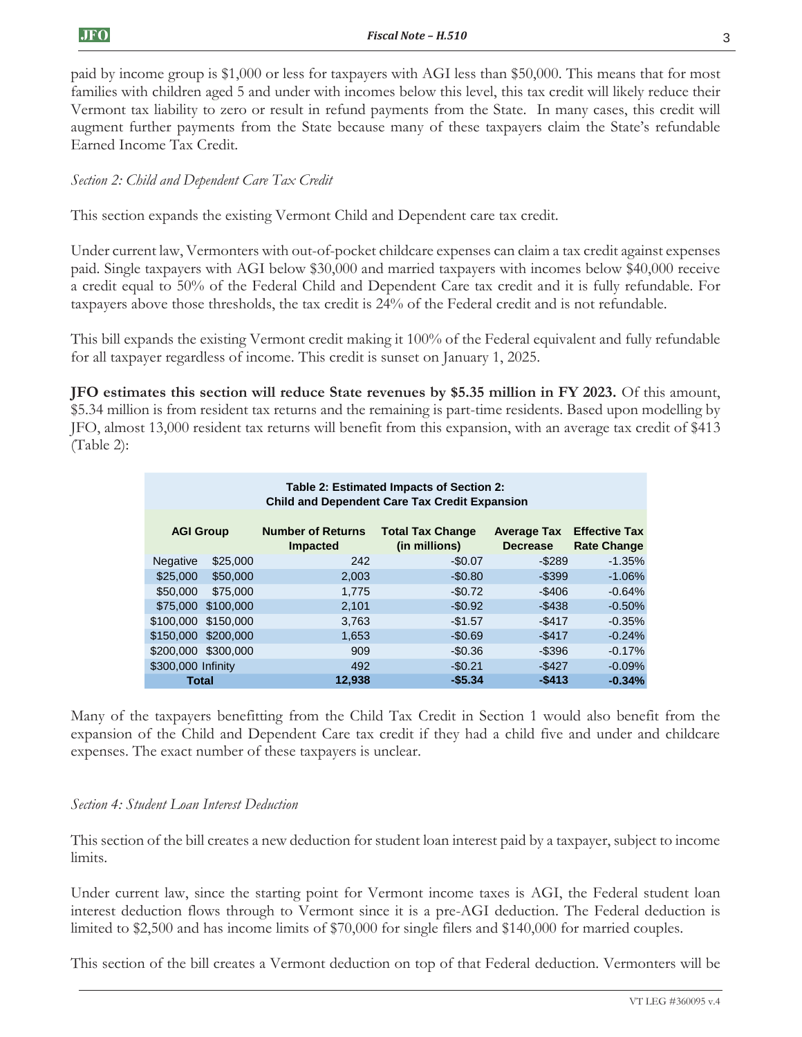paid by income group is $1,000 or less for taxpayers with AGI less than $50,000. This means that for most families with children aged 5 and under with incomes below this level, this tax credit will likely reduce their Vermont tax liability to zero or result in refund payments from the State. In many cases, this credit will augment further payments from the State because many of these taxpayers claim the State's refundable Earned Income Tax Credit.

*Section 2: Child and Dependent Care Tax Credit*

This section expands the existing Vermont Child and Dependent care tax credit.

Under current law, Vermonters with out-of-pocket childcare expenses can claim a tax credit against expenses paid. Single taxpayers with AGI below $30,000 and married taxpayers with incomes below $40,000 receive a credit equal to 50% of the Federal Child and Dependent Care tax credit and it is fully refundable. For taxpayers above those thresholds, the tax credit is 24% of the Federal credit and is not refundable.

This bill expands the existing Vermont credit making it 100% of the Federal equivalent and fully refundable for all taxpayer regardless of income. This credit is sunset on January 1, 2025.

**JFO estimates this section will reduce State revenues by $5.35 million in FY 2023.** Of this amount, $5.34 million is from resident tax returns and the remaining is part-time residents. Based upon modelling by JFO, almost 13,000 resident tax returns will benefit from this expansion, with an average tax credit of $413 (Table 2):

**Table 2: Estimated Impacts of Section 2: Child and Dependent Care Tax Credit Expansion**

| AGI Group | | Number of Returns Impacted | Total Tax Change (in millions) | Average Tax Decrease | Effective Tax Rate Change |
|---|---|---|---|---|---|
| Negative | $25,000 | 242 | -$0.07 | -$289 | -1.35% |
| $25,000 | $50,000 | 2,003 | -$0.80 | -$399 | -1.06% |
| $50,000 | $75,000 | 1,775 | -$0.72 | -$406 | -0.64% |
| $75,000 | $100,000 | 2,101 | -$0.92 | -$438 | -0.50% |
| $100,000 | $150,000 | 3,763 | -$1.57 | -$417 | -0.35% |
| $150,000 | $200,000 | 1,653 | -$0.69 | -$417 | -0.24% |
| $200,000 | $300,000 | 909 | -$0.36 | -$396 | -0.17% |
| $300,000 | Infinity | 492 | -$0.21 | -$427 | -0.09% |
| **Total** | | **12,938** | **-$5.34** | **-$413** | **-0.34%** |

Many of the taxpayers benefitting from the Child Tax Credit in Section 1 would also benefit from the expansion of the Child and Dependent Care tax credit if they had a child five and under and childcare expenses. The exact number of these taxpayers is unclear.

*Section 4: Student Loan Interest Deduction*

This section of the bill creates a new deduction for student loan interest paid by a taxpayer, subject to income limits.

Under current law, since the starting point for Vermont income taxes is AGI, the Federal student loan interest deduction flows through to Vermont since it is a pre-AGI deduction. The Federal deduction is limited to $2,500 and has income limits of $70,000 for single filers and $140,000 for married couples.

This section of the bill creates a Vermont deduction on top of that Federal deduction. Vermonters will be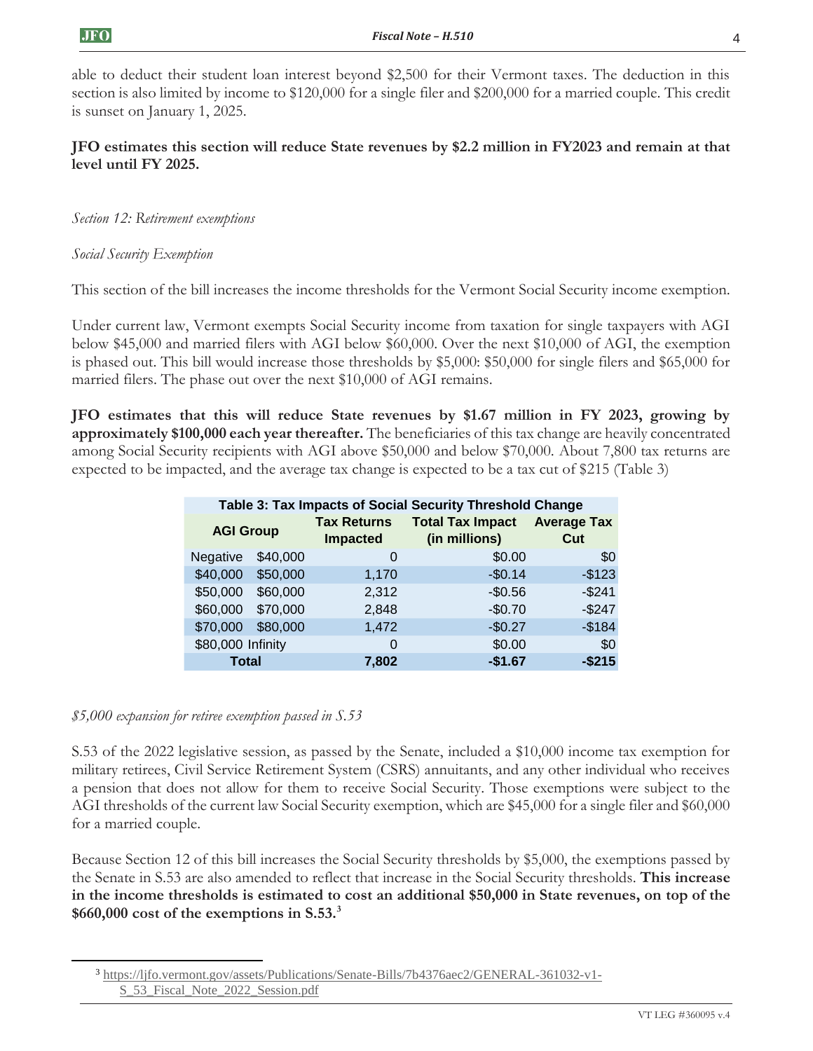able to deduct their student loan interest beyond $2,500 for their Vermont taxes. The deduction in this section is also limited by income to $120,000 for a single filer and $200,000 for a married couple. This credit is sunset on January 1, 2025.

**JFO estimates this section will reduce State revenues by $2.2 million in FY2023 and remain at that level until FY 2025.**

*Section 12: Retirement exemptions*

*Social Security Exemption*

This section of the bill increases the income thresholds for the Vermont Social Security income exemption.

Under current law, Vermont exempts Social Security income from taxation for single taxpayers with AGI below $45,000 and married filers with AGI below $60,000. Over the next $10,000 of AGI, the exemption is phased out. This bill would increase those thresholds by $5,000: $50,000 for single filers and $65,000 for married filers. The phase out over the next $10,000 of AGI remains.

**JFO estimates that this will reduce State revenues by $1.67 million in FY 2023, growing by approximately $100,000 each year thereafter.** The beneficiaries of this tax change are heavily concentrated among Social Security recipients with AGI above $50,000 and below $70,000. About 7,800 tax returns are expected to be impacted, and the average tax change is expected to be a tax cut of $215 (Table 3)

**Table 3: Tax Impacts of Social Security Threshold Change**

| AGI Group | | Tax Returns Impacted | Total Tax Impact (in millions) | Average Tax Cut |
|---|---|---|---|---|
| Negative | $40,000 | 0 | $0.00 | $0 |
| $40,000 | $50,000 | 1,170 | -$0.14 | -$123 |
| $50,000 | $60,000 | 2,312 | -$0.56 | -$241 |
| $60,000 | $70,000 | 2,848 | -$0.70 | -$247 |
| $70,000 | $80,000 | 1,472 | -$0.27 | -$184 |
| $80,000 | Infinity | 0 | $0.00 | $0 |
| **Total** | | **7,802** | **-$1.67** | **-$215** |

*$5,000 expansion for retiree exemption passed in S.53*

S.53 of the 2022 legislative session, as passed by the Senate, included a $10,000 income tax exemption for military retirees, Civil Service Retirement System (CSRS) annuitants, and any other individual who receives a pension that does not allow for them to receive Social Security. Those exemptions were subject to the AGI thresholds of the current law Social Security exemption, which are $45,000 for a single filer and $60,000 for a married couple.

Because Section 12 of this bill increases the Social Security thresholds by $5,000, the exemptions passed by the Senate in S.53 are also amended to reflect that increase in the Social Security thresholds. **This increase in the income thresholds is estimated to cost an additional $50,000 in State revenues, on top of the $660,000 cost of the exemptions in S.53.**[3]

[3] https://ljfo.vermont.gov/assets/Publications/Senate-Bills/7b4376aec2/GENERAL-361032-v1-S_53_Fiscal_Note_2022_Session.pdf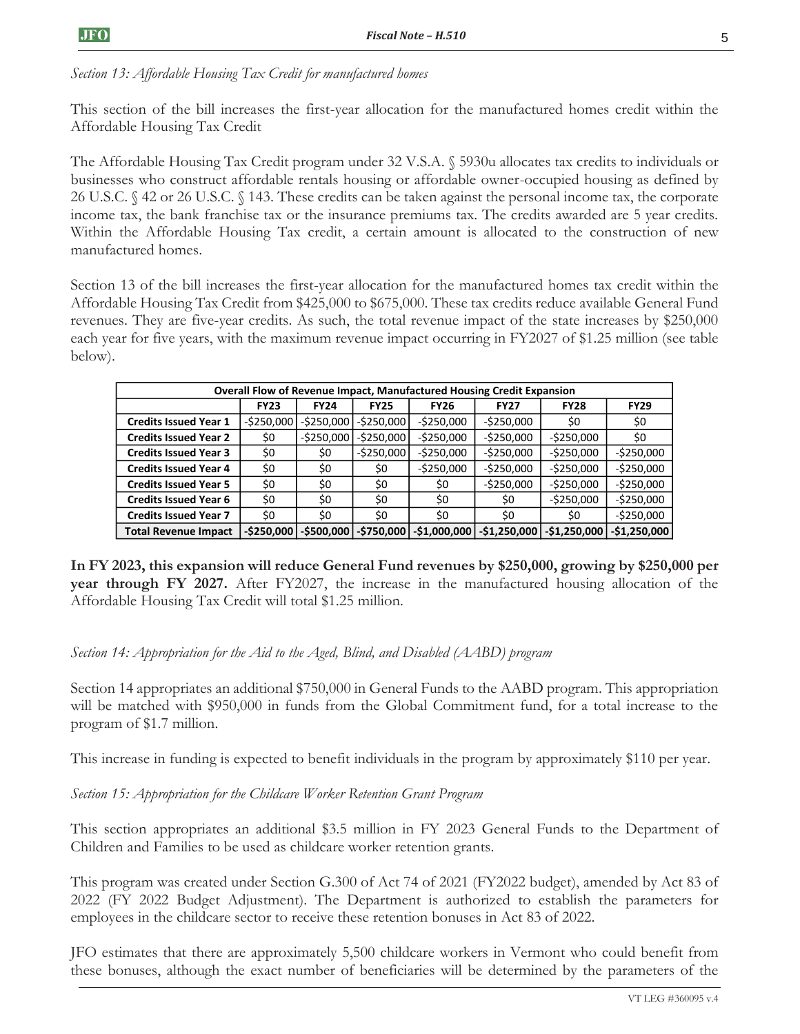*Section 13: Affordable Housing Tax Credit for manufactured homes*

This section of the bill increases the first-year allocation for the manufactured homes credit within the Affordable Housing Tax Credit

The Affordable Housing Tax Credit program under 32 V.S.A. § 5930u allocates tax credits to individuals or businesses who construct affordable rentals housing or affordable owner-occupied housing as defined by 26 U.S.C. § 42 or 26 U.S.C. § 143. These credits can be taken against the personal income tax, the corporate income tax, the bank franchise tax or the insurance premiums tax. The credits awarded are 5 year credits. Within the Affordable Housing Tax credit, a certain amount is allocated to the construction of new manufactured homes.

Section 13 of the bill increases the first-year allocation for the manufactured homes tax credit within the Affordable Housing Tax Credit from $425,000 to $675,000. These tax credits reduce available General Fund revenues. They are five-year credits. As such, the total revenue impact of the state increases by $250,000 each year for five years, with the maximum revenue impact occurring in FY2027 of $1.25 million (see table below).

| Overall Flow of Revenue Impact, Manufactured Housing Credit Expansion | | | | | | | |
|---|---|---|---|---|---|---|---|
| | FY23 | FY24 | FY25 | FY26 | FY27 | FY28 | FY29 |
| **Credits Issued Year 1** | -$250,000 | -$250,000 | -$250,000 | -$250,000 | -$250,000 | $0 | $0 |
| **Credits Issued Year 2** | $0 | -$250,000 | -$250,000 | -$250,000 | -$250,000 | -$250,000 | $0 |
| **Credits Issued Year 3** | $0 | $0 | -$250,000 | -$250,000 | -$250,000 | -$250,000 | -$250,000 |
| **Credits Issued Year 4** | $0 | $0 | $0 | -$250,000 | -$250,000 | -$250,000 | -$250,000 |
| **Credits Issued Year 5** | $0 | $0 | $0 | $0 | -$250,000 | -$250,000 | -$250,000 |
| **Credits Issued Year 6** | $0 | $0 | $0 | $0 | $0 | -$250,000 | -$250,000 |
| **Credits Issued Year 7** | $0 | $0 | $0 | $0 | $0 | $0 | -$250,000 |
| **Total Revenue Impact** | **-$250,000** | **-$500,000** | **-$750,000** | **-$1,000,000** | **-$1,250,000** | **-$1,250,000** | **-$1,250,000** |

**In FY 2023, this expansion will reduce General Fund revenues by $250,000, growing by $250,000 per year through FY 2027.** After FY2027, the increase in the manufactured housing allocation of the Affordable Housing Tax Credit will total $1.25 million.

*Section 14: Appropriation for the Aid to the Aged, Blind, and Disabled (AABD) program*

Section 14 appropriates an additional $750,000 in General Funds to the AABD program. This appropriation will be matched with $950,000 in funds from the Global Commitment fund, for a total increase to the program of $1.7 million.

This increase in funding is expected to benefit individuals in the program by approximately $110 per year.

*Section 15: Appropriation for the Childcare Worker Retention Grant Program*

This section appropriates an additional $3.5 million in FY 2023 General Funds to the Department of Children and Families to be used as childcare worker retention grants.

This program was created under Section G.300 of Act 74 of 2021 (FY2022 budget), amended by Act 83 of 2022 (FY 2022 Budget Adjustment). The Department is authorized to establish the parameters for employees in the childcare sector to receive these retention bonuses in Act 83 of 2022.

JFO estimates that there are approximately 5,500 childcare workers in Vermont who could benefit from these bonuses, although the exact number of beneficiaries will be determined by the parameters of the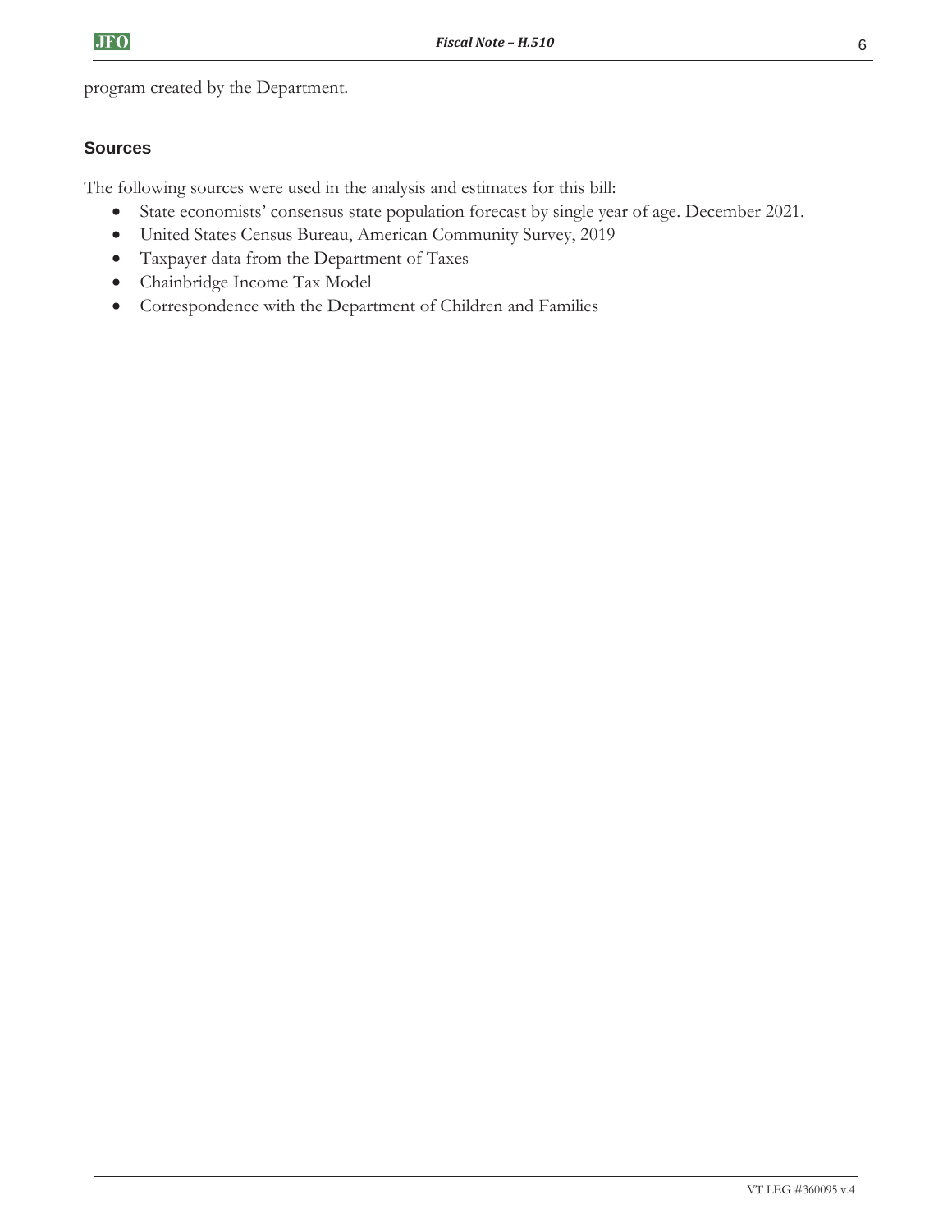program created by the Department.

## Sources

The following sources were used in the analysis and estimates for this bill:

- State economists' consensus state population forecast by single year of age. December 2021.
- United States Census Bureau, American Community Survey, 2019
- Taxpayer data from the Department of Taxes
- Chainbridge Income Tax Model
- Correspondence with the Department of Children and Families